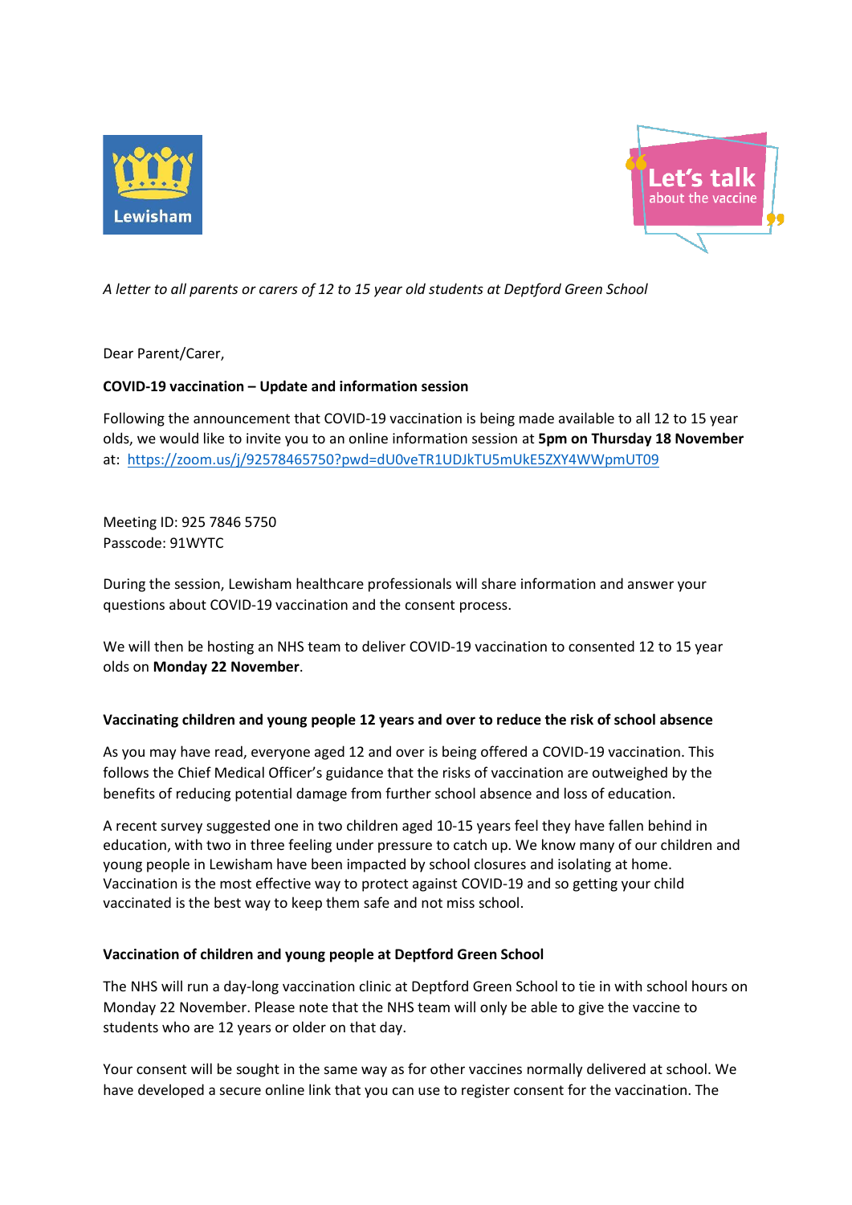*A letter to all parents or carers of 12 to 15 year old students at Deptford Green School*

Dear Parent/Carer,

**COVID-19 vaccination – Update and information session**

Following the announcement that COVID-19 vaccination is being made available to all 12 to 15 year olds, we would like to invite you to an online information session at **5pm on Thursday 18 November** at: https://zoom.us/j/92578465750?pwd=dU0veTR1UDJkTU5mUkE5ZXY4WWpmUT09

Meeting ID: 925 7846 5750
Passcode: 91WYTC

During the session, Lewisham healthcare professionals will share information and answer your questions about COVID-19 vaccination and the consent process.

We will then be hosting an NHS team to deliver COVID-19 vaccination to consented 12 to 15 year olds on **Monday 22 November**.

**Vaccinating children and young people 12 years and over to reduce the risk of school absence**

As you may have read, everyone aged 12 and over is being offered a COVID-19 vaccination. This follows the Chief Medical Officer's guidance that the risks of vaccination are outweighed by the benefits of reducing potential damage from further school absence and loss of education.

A recent survey suggested one in two children aged 10-15 years feel they have fallen behind in education, with two in three feeling under pressure to catch up. We know many of our children and young people in Lewisham have been impacted by school closures and isolating at home. Vaccination is the most effective way to protect against COVID-19 and so getting your child vaccinated is the best way to keep them safe and not miss school.

**Vaccination of children and young people at Deptford Green School**

The NHS will run a day-long vaccination clinic at Deptford Green School to tie in with school hours on Monday 22 November. Please note that the NHS team will only be able to give the vaccine to students who are 12 years or older on that day.

Your consent will be sought in the same way as for other vaccines normally delivered at school. We have developed a secure online link that you can use to register consent for the vaccination. The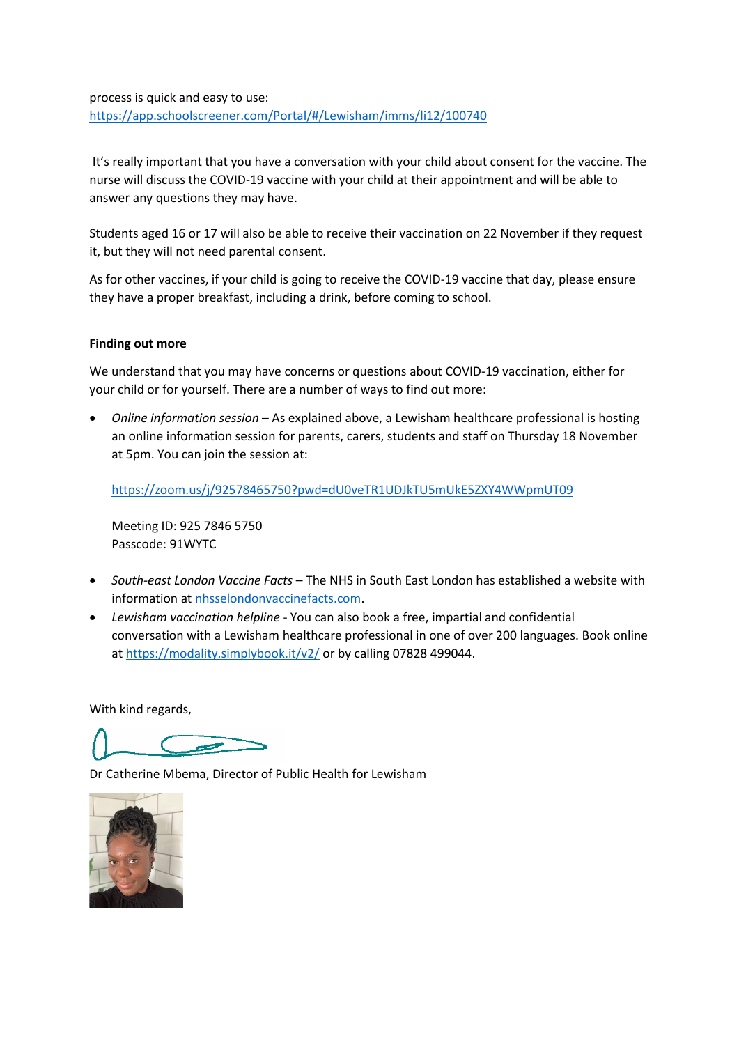process is quick and easy to use:
[https://app.schoolscreener.com/Portal/#/Lewisham/imms/li12/100740](https://app.schoolscreener.com/Portal/#/Lewisham/imms/li12/100740)

It's really important that you have a conversation with your child about consent for the vaccine. The nurse will discuss the COVID-19 vaccine with your child at their appointment and will be able to answer any questions they may have.

Students aged 16 or 17 will also be able to receive their vaccination on 22 November if they request it, but they will not need parental consent.

As for other vaccines, if your child is going to receive the COVID-19 vaccine that day, please ensure they have a proper breakfast, including a drink, before coming to school.

**Finding out more**

We understand that you may have concerns or questions about COVID-19 vaccination, either for your child or for yourself. There are a number of ways to find out more:

- *Online information session* – As explained above, a Lewisham healthcare professional is hosting an online information session for parents, carers, students and staff on Thursday 18 November at 5pm. You can join the session at:

  [https://zoom.us/j/92578465750?pwd=dU0veTR1UDJkTU5mUkE5ZXY4WWpmUT09](https://zoom.us/j/92578465750?pwd=dU0veTR1UDJkTU5mUkE5ZXY4WWpmUT09)

  Meeting ID: 925 7846 5750
  Passcode: 91WYTC

- *South-east London Vaccine Facts* – The NHS in South East London has established a website with information at [nhsselondonvaccinefacts.com](nhsselondonvaccinefacts.com).
- *Lewisham vaccination helpline* - You can also book a free, impartial and confidential conversation with a Lewisham healthcare professional in one of over 200 languages. Book online at [https://modality.simplybook.it/v2/](https://modality.simplybook.it/v2/) or by calling 07828 499044.

With kind regards,

Dr Catherine Mbema, Director of Public Health for Lewisham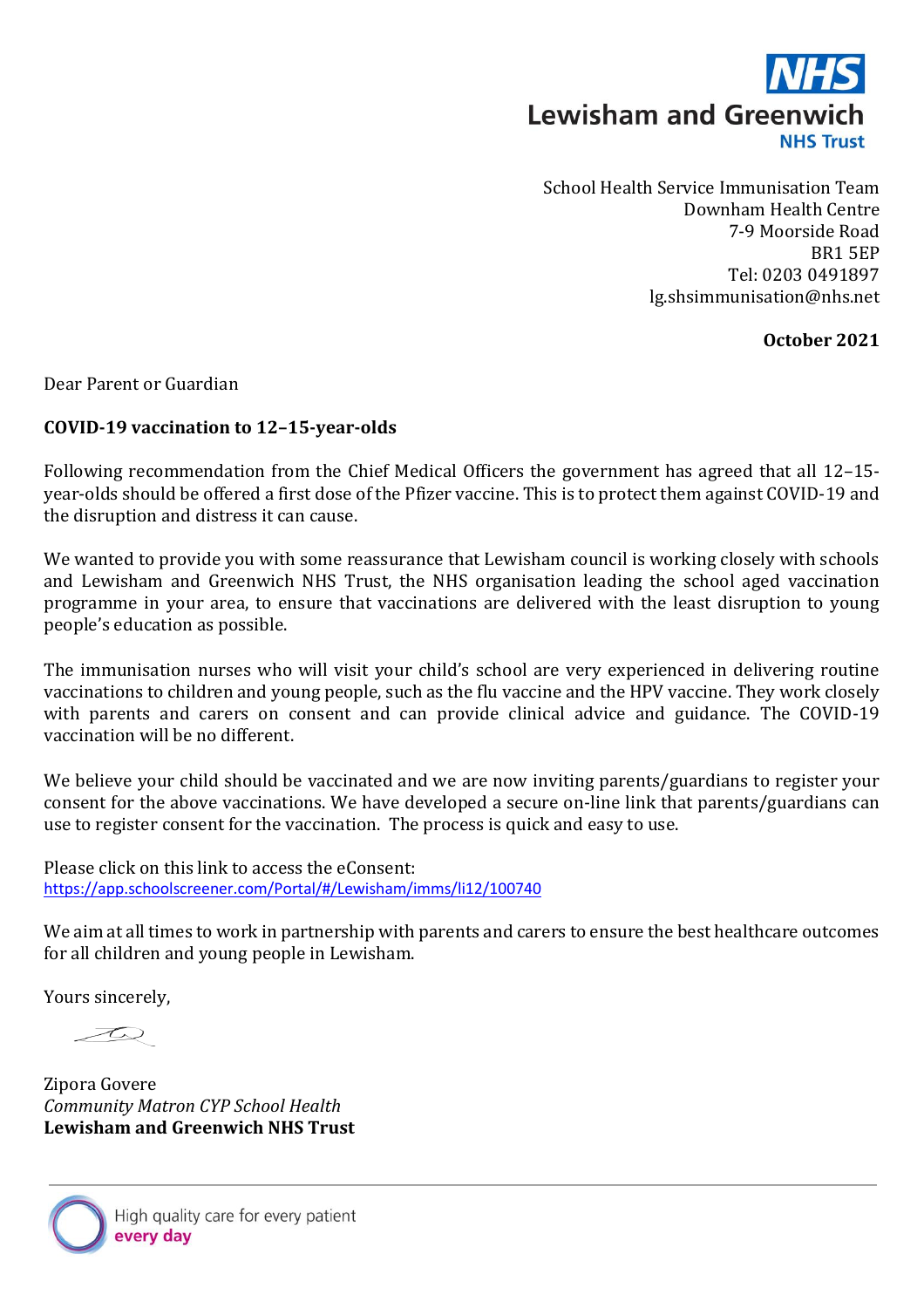**NHS**
**Lewisham and Greenwich**
**NHS Trust**

School Health Service Immunisation Team
Downham Health Centre
7-9 Moorside Road
BR1 5EP
Tel: 0203 0491897
lg.shsimmunisation@nhs.net

**October 2021**

Dear Parent or Guardian

**COVID-19 vaccination to 12–15-year-olds**

Following recommendation from the Chief Medical Officers the government has agreed that all 12–15-year-olds should be offered a first dose of the Pfizer vaccine. This is to protect them against COVID-19 and the disruption and distress it can cause.

We wanted to provide you with some reassurance that Lewisham council is working closely with schools and Lewisham and Greenwich NHS Trust, the NHS organisation leading the school aged vaccination programme in your area, to ensure that vaccinations are delivered with the least disruption to young people's education as possible.

The immunisation nurses who will visit your child's school are very experienced in delivering routine vaccinations to children and young people, such as the flu vaccine and the HPV vaccine. They work closely with parents and carers on consent and can provide clinical advice and guidance. The COVID-19 vaccination will be no different.

We believe your child should be vaccinated and we are now inviting parents/guardians to register your consent for the above vaccinations. We have developed a secure on-line link that parents/guardians can use to register consent for the vaccination. The process is quick and easy to use.

Please click on this link to access the eConsent:
https://app.schoolscreener.com/Portal/#/Lewisham/imms/li12/100740

We aim at all times to work in partnership with parents and carers to ensure the best healthcare outcomes for all children and young people in Lewisham.

Yours sincerely,

Zipora Govere
*Community Matron CYP School Health*
**Lewisham and Greenwich NHS Trust**

High quality care for every patient **every day**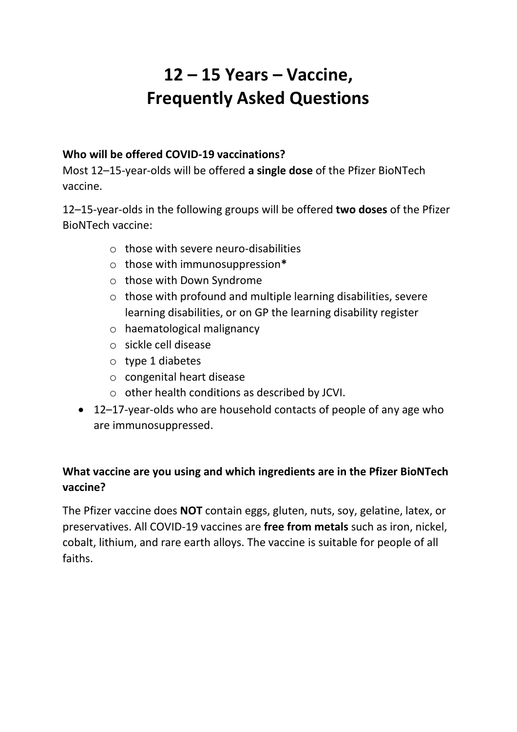# 12 – 15 Years – Vaccine, Frequently Asked Questions

**Who will be offered COVID-19 vaccinations?**

Most 12–15-year-olds will be offered **a single dose** of the Pfizer BioNTech vaccine.

12–15-year-olds in the following groups will be offered **two doses** of the Pfizer BioNTech vaccine:

- those with severe neuro-disabilities
- those with immunosuppression**\***
- those with Down Syndrome
- those with profound and multiple learning disabilities, severe learning disabilities, or on GP the learning disability register
- haematological malignancy
- sickle cell disease
- type 1 diabetes
- congenital heart disease
- other health conditions as described by JCVI.

- 12–17-year-olds who are household contacts of people of any age who are immunosuppressed.

**What vaccine are you using and which ingredients are in the Pfizer BioNTech vaccine?**

The Pfizer vaccine does **NOT** contain eggs, gluten, nuts, soy, gelatine, latex, or preservatives. All COVID-19 vaccines are **free from metals** such as iron, nickel, cobalt, lithium, and rare earth alloys. The vaccine is suitable for people of all faiths.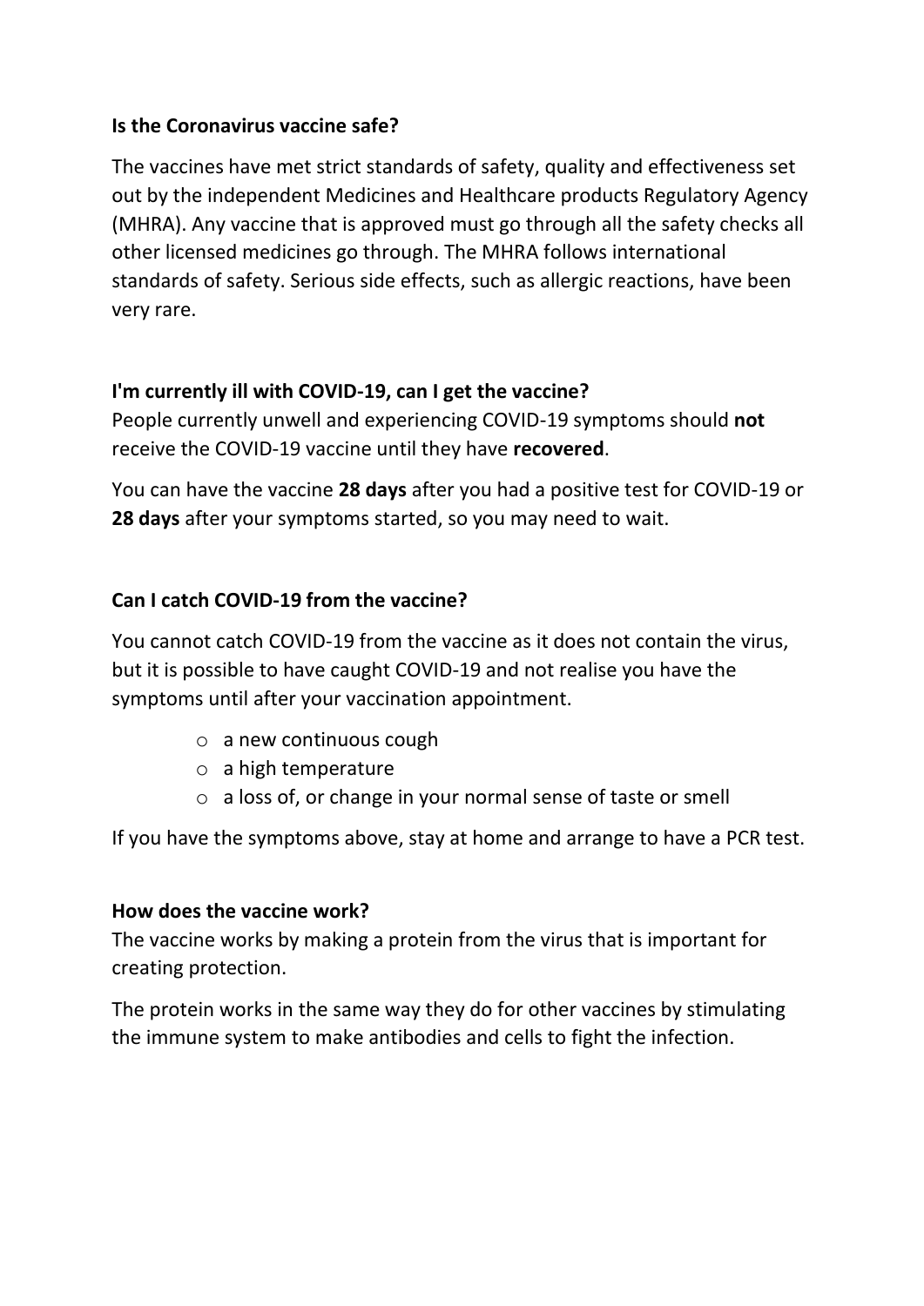**Is the Coronavirus vaccine safe?**

The vaccines have met strict standards of safety, quality and effectiveness set out by the independent Medicines and Healthcare products Regulatory Agency (MHRA). Any vaccine that is approved must go through all the safety checks all other licensed medicines go through. The MHRA follows international standards of safety. Serious side effects, such as allergic reactions, have been very rare.

**I'm currently ill with COVID-19, can I get the vaccine?**

People currently unwell and experiencing COVID-19 symptoms should **not** receive the COVID-19 vaccine until they have **recovered**.

You can have the vaccine **28 days** after you had a positive test for COVID-19 or **28 days** after your symptoms started, so you may need to wait.

**Can I catch COVID-19 from the vaccine?**

You cannot catch COVID-19 from the vaccine as it does not contain the virus, but it is possible to have caught COVID-19 and not realise you have the symptoms until after your vaccination appointment.

- a new continuous cough
- a high temperature
- a loss of, or change in your normal sense of taste or smell

If you have the symptoms above, stay at home and arrange to have a PCR test.

**How does the vaccine work?**

The vaccine works by making a protein from the virus that is important for creating protection.

The protein works in the same way they do for other vaccines by stimulating the immune system to make antibodies and cells to fight the infection.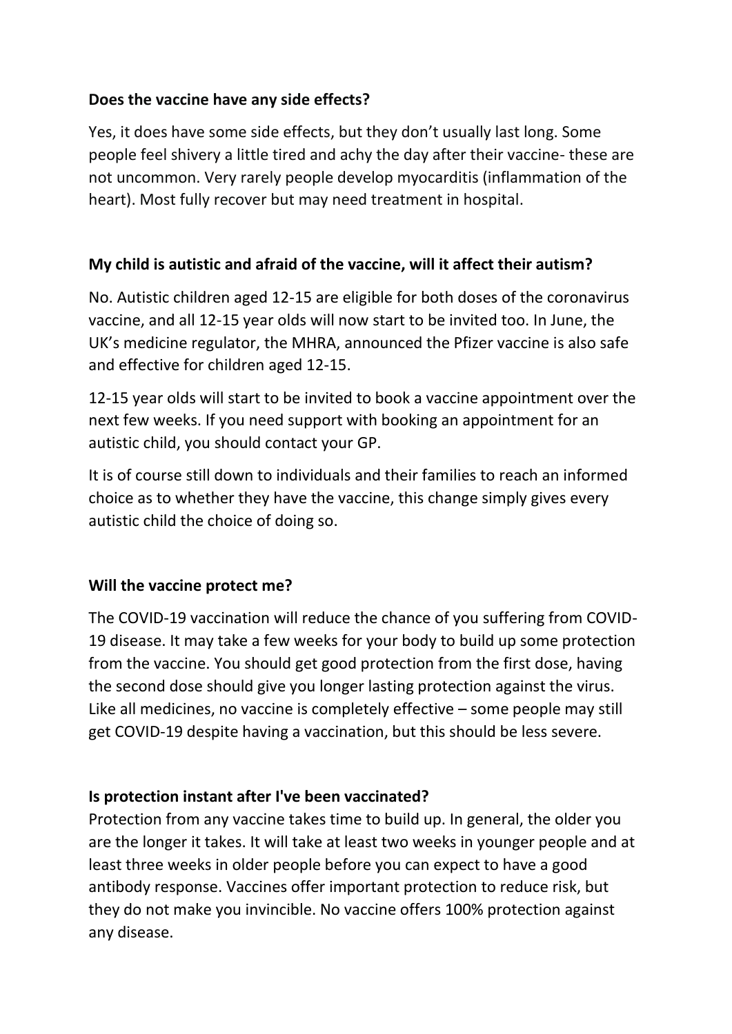**Does the vaccine have any side effects?**

Yes, it does have some side effects, but they don't usually last long. Some people feel shivery a little tired and achy the day after their vaccine- these are not uncommon. Very rarely people develop myocarditis (inflammation of the heart). Most fully recover but may need treatment in hospital.

**My child is autistic and afraid of the vaccine, will it affect their autism?**

No. Autistic children aged 12-15 are eligible for both doses of the coronavirus vaccine, and all 12-15 year olds will now start to be invited too. In June, the UK's medicine regulator, the MHRA, announced the Pfizer vaccine is also safe and effective for children aged 12-15.

12-15 year olds will start to be invited to book a vaccine appointment over the next few weeks. If you need support with booking an appointment for an autistic child, you should contact your GP.

It is of course still down to individuals and their families to reach an informed choice as to whether they have the vaccine, this change simply gives every autistic child the choice of doing so.

**Will the vaccine protect me?**

The COVID-19 vaccination will reduce the chance of you suffering from COVID-19 disease. It may take a few weeks for your body to build up some protection from the vaccine. You should get good protection from the first dose, having the second dose should give you longer lasting protection against the virus. Like all medicines, no vaccine is completely effective – some people may still get COVID-19 despite having a vaccination, but this should be less severe.

**Is protection instant after I've been vaccinated?**

Protection from any vaccine takes time to build up. In general, the older you are the longer it takes. It will take at least two weeks in younger people and at least three weeks in older people before you can expect to have a good antibody response. Vaccines offer important protection to reduce risk, but they do not make you invincible. No vaccine offers 100% protection against any disease.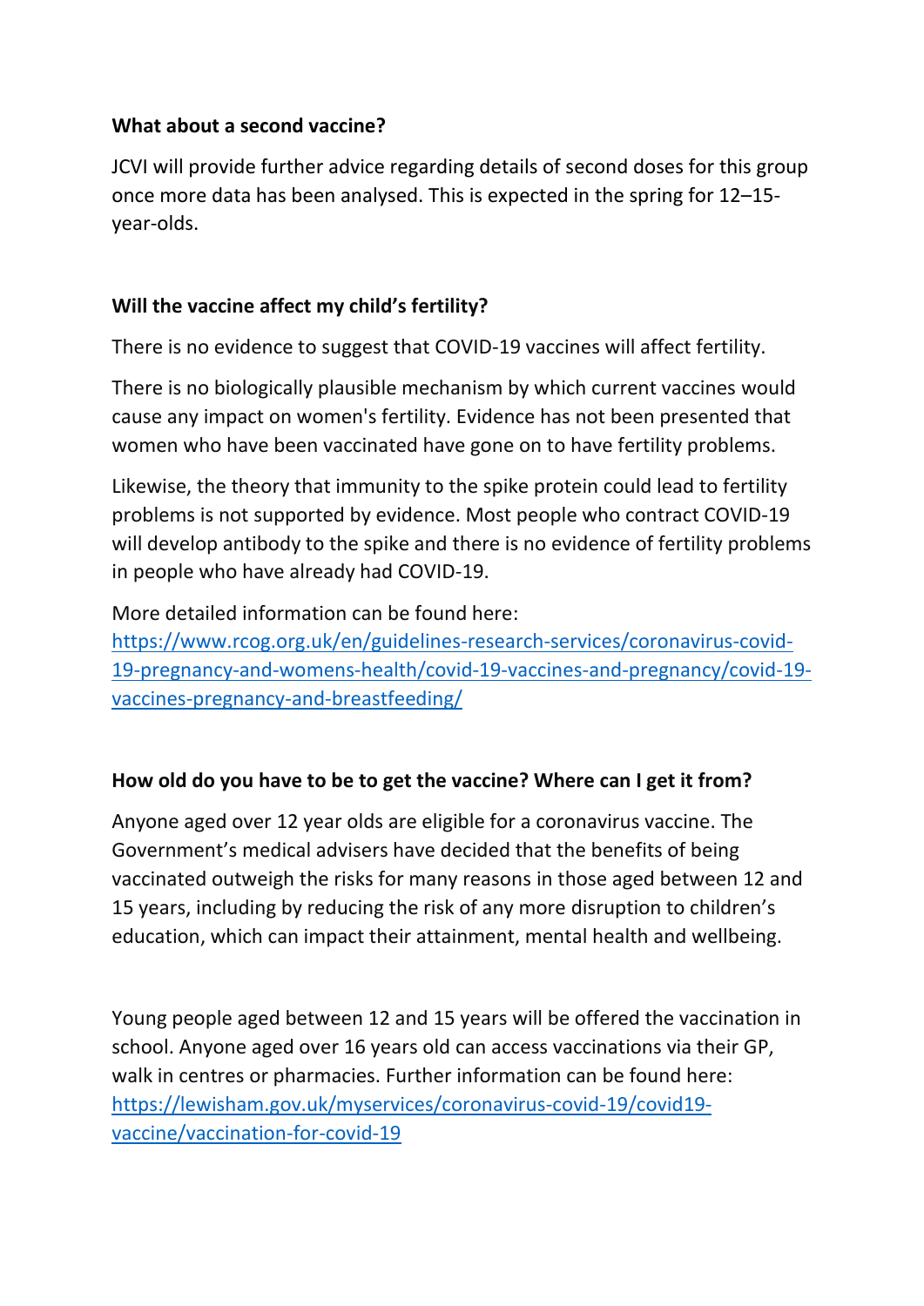**What about a second vaccine?**

JCVI will provide further advice regarding details of second doses for this group once more data has been analysed. This is expected in the spring for 12–15-year-olds.

**Will the vaccine affect my child's fertility?**

There is no evidence to suggest that COVID-19 vaccines will affect fertility.

There is no biologically plausible mechanism by which current vaccines would cause any impact on women's fertility. Evidence has not been presented that women who have been vaccinated have gone on to have fertility problems.

Likewise, the theory that immunity to the spike protein could lead to fertility problems is not supported by evidence. Most people who contract COVID-19 will develop antibody to the spike and there is no evidence of fertility problems in people who have already had COVID-19.

More detailed information can be found here: [https://www.rcog.org.uk/en/guidelines-research-services/coronavirus-covid-19-pregnancy-and-womens-health/covid-19-vaccines-and-pregnancy/covid-19-vaccines-pregnancy-and-breastfeeding/](https://www.rcog.org.uk/en/guidelines-research-services/coronavirus-covid-19-pregnancy-and-womens-health/covid-19-vaccines-and-pregnancy/covid-19-vaccines-pregnancy-and-breastfeeding/)

**How old do you have to be to get the vaccine? Where can I get it from?**

Anyone aged over 12 year olds are eligible for a coronavirus vaccine. The Government's medical advisers have decided that the benefits of being vaccinated outweigh the risks for many reasons in those aged between 12 and 15 years, including by reducing the risk of any more disruption to children's education, which can impact their attainment, mental health and wellbeing.

Young people aged between 12 and 15 years will be offered the vaccination in school. Anyone aged over 16 years old can access vaccinations via their GP, walk in centres or pharmacies. Further information can be found here: [https://lewisham.gov.uk/myservices/coronavirus-covid-19/covid19-vaccine/vaccination-for-covid-19](https://lewisham.gov.uk/myservices/coronavirus-covid-19/covid19-vaccine/vaccination-for-covid-19)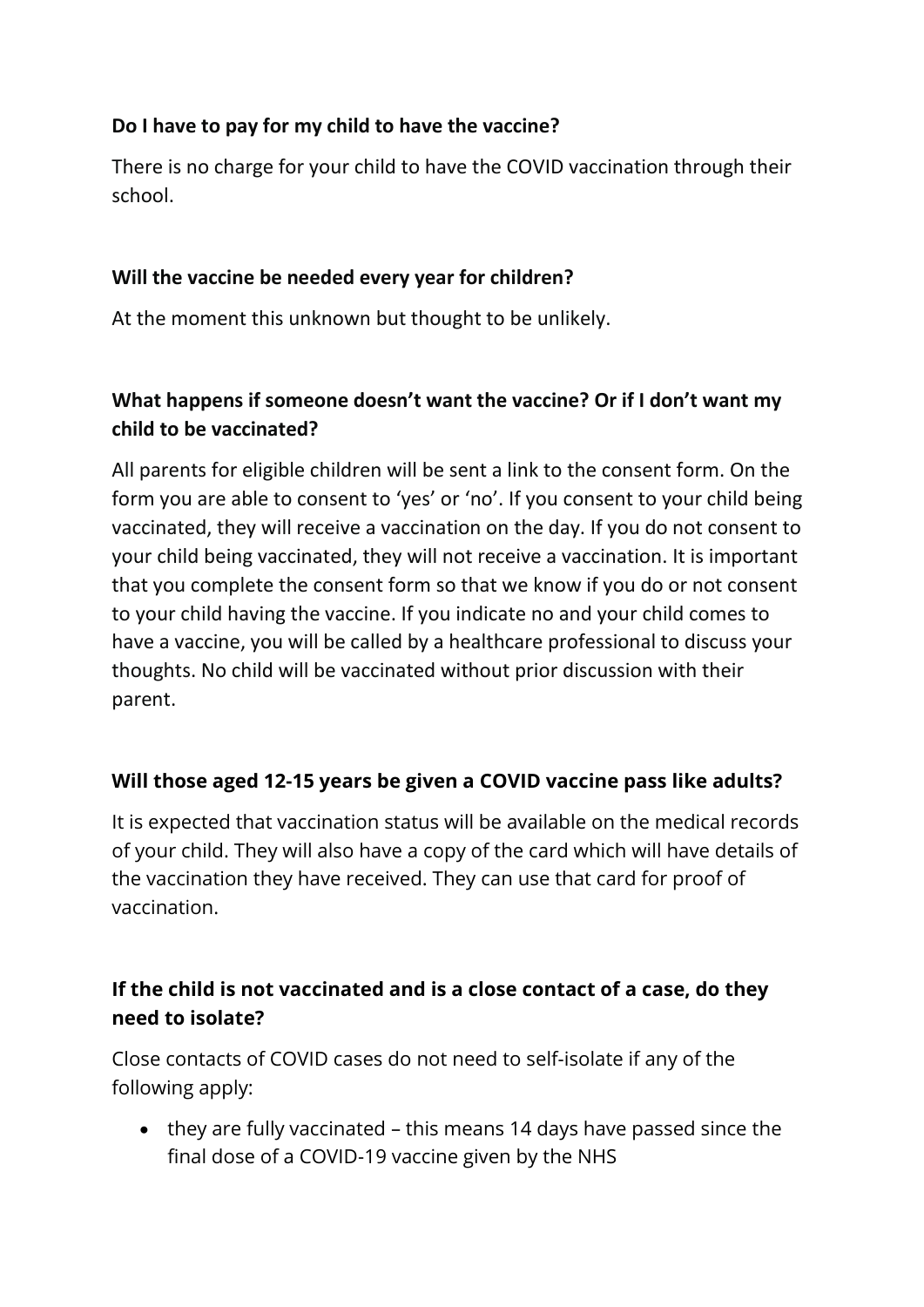**Do I have to pay for my child to have the vaccine?**

There is no charge for your child to have the COVID vaccination through their school.

**Will the vaccine be needed every year for children?**

At the moment this unknown but thought to be unlikely.

**What happens if someone doesn't want the vaccine? Or if I don't want my child to be vaccinated?**

All parents for eligible children will be sent a link to the consent form. On the form you are able to consent to 'yes' or 'no'. If you consent to your child being vaccinated, they will receive a vaccination on the day. If you do not consent to your child being vaccinated, they will not receive a vaccination. It is important that you complete the consent form so that we know if you do or not consent to your child having the vaccine. If you indicate no and your child comes to have a vaccine, you will be called by a healthcare professional to discuss your thoughts. No child will be vaccinated without prior discussion with their parent.

**Will those aged 12-15 years be given a COVID vaccine pass like adults?**

It is expected that vaccination status will be available on the medical records of your child. They will also have a copy of the card which will have details of the vaccination they have received. They can use that card for proof of vaccination.

**If the child is not vaccinated and is a close contact of a case, do they need to isolate?**

Close contacts of COVID cases do not need to self-isolate if any of the following apply:

- they are fully vaccinated – this means 14 days have passed since the final dose of a COVID-19 vaccine given by the NHS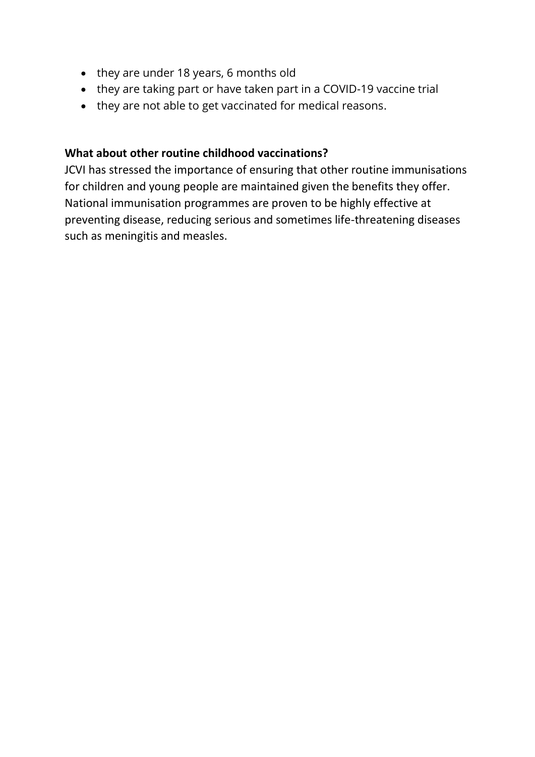- they are under 18 years, 6 months old
- they are taking part or have taken part in a COVID-19 vaccine trial
- they are not able to get vaccinated for medical reasons.

**What about other routine childhood vaccinations?**

JCVI has stressed the importance of ensuring that other routine immunisations for children and young people are maintained given the benefits they offer. National immunisation programmes are proven to be highly effective at preventing disease, reducing serious and sometimes life-threatening diseases such as meningitis and measles.